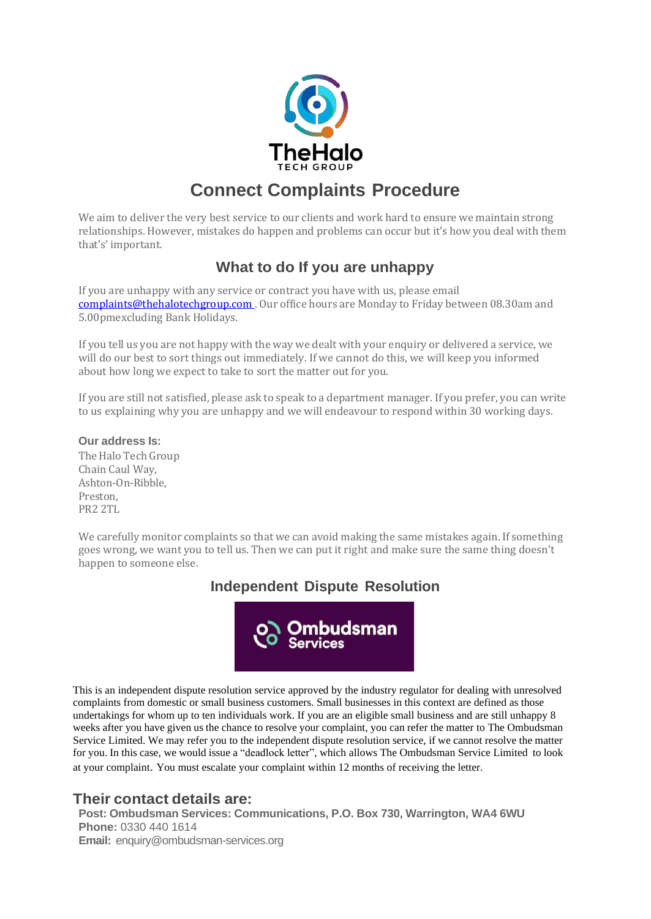# Connect Complaints Procedure

We aim to deliver the very best service to our clients and work hard to ensure we maintain strong relationships. However, mistakes do happen and problems can occur but it's how you deal with them that's' important.

## What to do If you are unhappy

If you are unhappy with any service or contract you have with us, please email complaints@thehalotechgroup.com . Our office hours are Monday to Friday between 08.30am and 5.00pmexcluding Bank Holidays.

If you tell us you are not happy with the way we dealt with your enquiry or delivered a service, we will do our best to sort things out immediately. If we cannot do this, we will keep you informed about how long we expect to take to sort the matter out for you.

If you are still not satisfied, please ask to speak to a department manager. If you prefer, you can write to us explaining why you are unhappy and we will endeavour to respond within 30 working days.

**Our address Is:**
The Halo Tech Group
Chain Caul Way,
Ashton-On-Ribble,
Preston,
PR2 2TL

We carefully monitor complaints so that we can avoid making the same mistakes again. If something goes wrong, we want you to tell us. Then we can put it right and make sure the same thing doesn't happen to someone else.

## Independent Dispute Resolution

This is an independent dispute resolution service approved by the industry regulator for dealing with unresolved complaints from domestic or small business customers. Small businesses in this context are defined as those undertakings for whom up to ten individuals work. If you are an eligible small business and are still unhappy 8 weeks after you have given us the chance to resolve your complaint, you can refer the matter to The Ombudsman Service Limited. We may refer you to the independent dispute resolution service, if we cannot resolve the matter for you. In this case, we would issue a "deadlock letter", which allows The Ombudsman Service Limited to look at your complaint. You must escalate your complaint within 12 months of receiving the letter.

## Their contact details are:

**Post: Ombudsman Services: Communications, P.O. Box 730, Warrington, WA4 6WU**
**Phone:** 0330 440 1614
**Email:** enquiry@ombudsman-services.org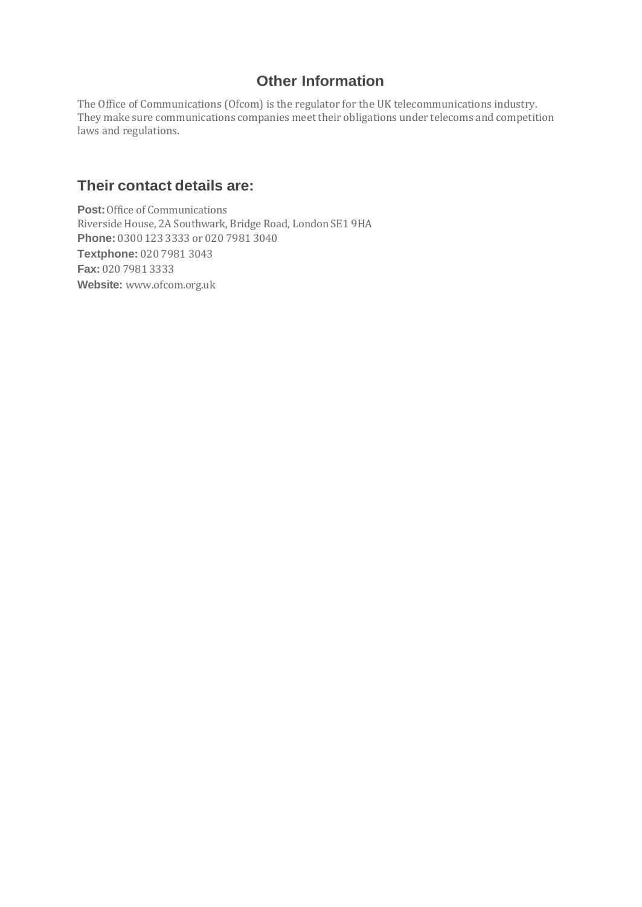## Other Information

The Office of Communications (Ofcom) is the regulator for the UK telecommunications industry. They make sure communications companies meet their obligations under telecoms and competition laws and regulations.

## Their contact details are:

**Post:** Office of Communications
Riverside House, 2A Southwark, Bridge Road, London SE1 9HA
**Phone:** 0300 123 3333 or 020 7981 3040
**Textphone:** 020 7981 3043
**Fax:** 020 7981 3333
**Website:** www.ofcom.org.uk